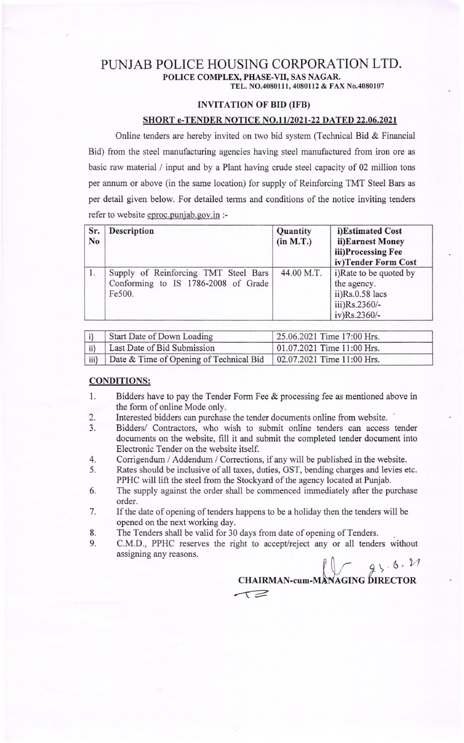# PUNJAB POLICE HOUSING CORPORATION LTD.

**POLICE COMPLEX, PHASE-VII, SAS NAGAR.**

**TEL. NO.4080111, 4080112 & FAX No.4080107**

## INVITATION OF BID (IFB)

### SHORT e-TENDER NOTICE NO.11/2021-22 DATED 22.06.2021

Online tenders are hereby invited on two bid system (Technical Bid & Financial Bid) from the steel manufacturing agencies having steel manufactured from iron ore as basic raw material / input and by a Plant having crude steel capacity of 02 million tons per annum or above (in the same location) for supply of Reinforcing TMT Steel Bars as per detail given below. For detailed terms and conditions of the notice inviting tenders refer to website eproc.punjab.gov.in :-

| Sr. No | Description | Quantity (in M.T.) | i)Estimated Cost ii)Earnest Money iii)Processing Fee iv)Tender Form Cost |
|---|---|---|---|
| 1. | Supply of Reinforcing TMT Steel Bars Conforming to IS 1786-2008 of Grade Fe500. | 44.00 M.T. | i)Rate to be quoted by the agency. ii)Rs.0.58 lacs iii)Rs.2360/- iv)Rs.2360/- |

| | | |
|---|---|---|
| i) | Start Date of Down Loading | 25.06.2021 Time 17:00 Hrs. |
| ii) | Last Date of Bid Submission | 01.07.2021 Time 11:00 Hrs. |
| iii) | Date & Time of Opening of Technical Bid | 02.07.2021 Time 11:00 Hrs. |

**CONDITIONS:**

1. Bidders have to pay the Tender Form Fee & processing fee as mentioned above in the form of online Mode only.
2. Interested bidders can purchase the tender documents online from website.
3. Bidders/ Contractors, who wish to submit online tenders can access tender documents on the website, fill it and submit the completed tender document into Electronic Tender on the website itself.
4. Corrigendum / Addendum / Corrections, if any will be published in the website.
5. Rates should be inclusive of all taxes, duties, GST, bending charges and levies etc. PPHC will lift the steel from the Stockyard of the agency located at Punjab.
6. The supply against the order shall be commenced immediately after the purchase order.
7. If the date of opening of tenders happens to be a holiday then the tenders will be opened on the next working day.
8. The Tenders shall be valid for 30 days from date of opening of Tenders.
9. C.M.D., PPHC reserves the right to accept/reject any or all tenders without assigning any reasons.

23.6.21

**CHAIRMAN-cum-MANAGING DIRECTOR**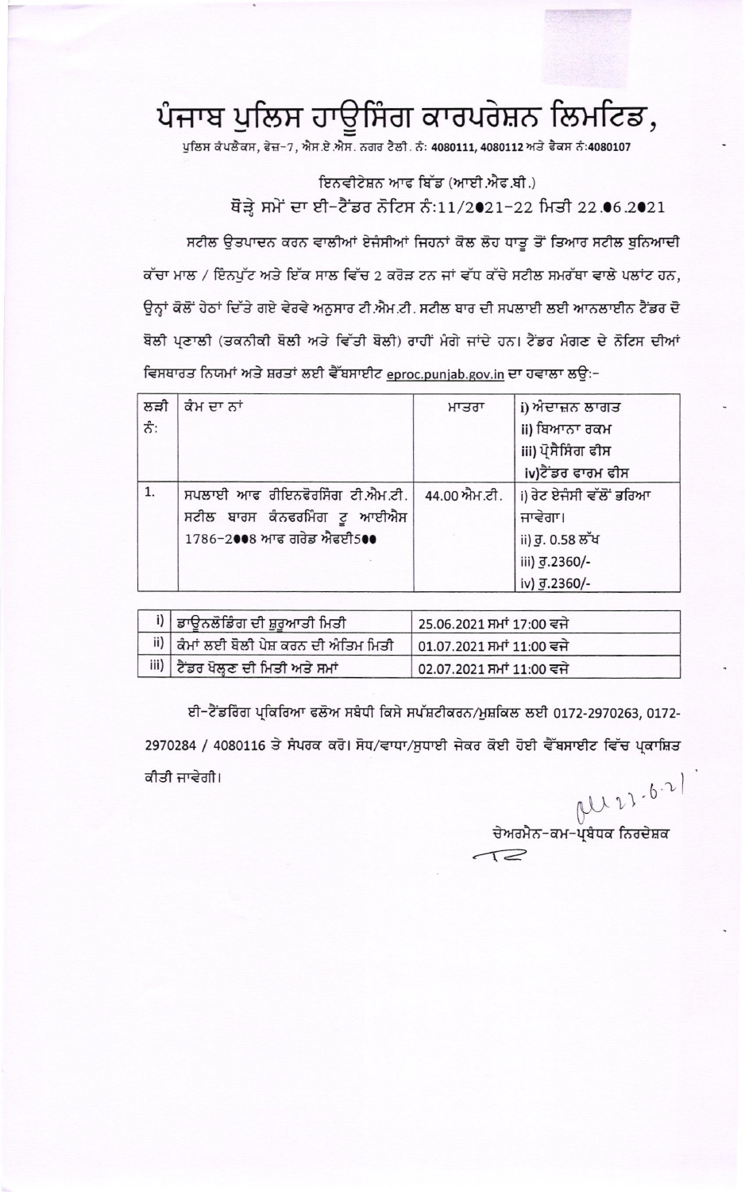# ਪੰਜਾਬ ਪੁਲਿਸ ਹਾਊਸਿੰਗ ਕਾਰਪਰੇਸ਼ਨ ਲਿਮਟਿਡ,

ਪੁਲਿਸ ਕੰਪਲੈਕਸ, ਫੇਜ਼-7, ਐਸ.ਏ.ਐਸ. ਨਗਰ ਟੈਲੀ. ਨੰ: 4080111, 4080112 ਅਤੇ ਫੈਕਸ ਨੰ:4080107

ਇਨਵੀਟੇਸ਼ਨ ਆਫ ਬਿੱਡ (ਆਈ.ਐਫ.ਬੀ.)

ਥੋੜ੍ਹੇ ਸਮੇਂ ਦਾ ਈ-ਟੈਂਡਰ ਨੋਟਿਸ ਨੰ:11/2021-22 ਮਿਤੀ 22.06.2021

ਸਟੀਲ ਉਤਪਾਦਨ ਕਰਨ ਵਾਲੀਆਂ ਏਜੰਸੀਆਂ ਜਿਹਨਾਂ ਕੋਲ ਲੋਹ ਧਾਤੂ ਤੋਂ ਤਿਆਰ ਸਟੀਲ ਬੁਨਿਆਦੀ ਕੱਚਾ ਮਾਲ / ਇਨਪੁੱਟ ਅਤੇ ਇੱਕ ਸਾਲ ਵਿੱਚ 2 ਕਰੋੜ ਟਨ ਜਾਂ ਵੱਧ ਕੱਚੇ ਸਟੀਲ ਸਮਰੱਥਾ ਵਾਲੇ ਪਲਾਂਟ ਹਨ, ਉਨ੍ਹਾਂ ਕੋਲੋਂ ਹੇਠਾਂ ਦਿੱਤੇ ਗਏ ਵੇਰਵੇ ਅਨੁਸਾਰ ਟੀ.ਐਮ.ਟੀ. ਸਟੀਲ ਬਾਰ ਦੀ ਸਪਲਾਈ ਲਈ ਆਨਲਾਈਨ ਟੈਂਡਰ ਦੋ ਬੋਲੀ ਪ੍ਰਣਾਲੀ (ਤਕਨੀਕੀ ਬੋਲੀ ਅਤੇ ਵਿੱਤੀ ਬੋਲੀ) ਰਾਹੀਂ ਮੰਗੇ ਜਾਂਦੇ ਹਨ। ਟੈਂਡਰ ਮੰਗਣ ਦੇ ਨੋਟਿਸ ਦੀਆਂ ਵਿਸਥਾਰਤ ਨਿਯਮਾਂ ਅਤੇ ਸ਼ਰਤਾਂ ਲਈ ਵੈੱਬਸਾਈਟ eproc.punjab.gov.in ਦਾ ਹਵਾਲਾ ਲਉ:-

| ਲੜੀ ਨੰ: | ਕੰਮ ਦਾ ਨਾਂ | ਮਾਤਰਾ | i) ਅੰਦਾਜ਼ਨ ਲਾਗਤ<br>ii) ਬਿਆਨਾ ਰਕਮ<br>iii) ਪ੍ਰੋਸੈਸਿੰਗ ਫੀਸ<br>iv)ਟੈਂਡਰ ਫਾਰਮ ਫੀਸ |
|---|---|---|---|
| 1. | ਸਪਲਾਈ ਆਫ ਰੀਇਨਫੋਰਸਿੰਗ ਟੀ.ਐਮ.ਟੀ. ਸਟੀਲ ਬਾਰਸ ਕੰਨਫਰਮਿੰਗ ਟੂ ਆਈਐਸ 1786-2008 ਆਫ ਗਰੇਡ ਐਫਈ500 | 44.00 ਐਮ.ਟੀ. | i) ਰੇਟ ਏਜੰਸੀ ਵੱਲੋਂ ਭਰਿਆ ਜਾਵੇਗਾ।<br>ii) ਰੁ. 0.58 ਲੱਖ<br>iii) ਰੁ.2360/-<br>iv) ਰੁ.2360/- |

| | | |
|---|---|---|
| i) | ਡਾਊਨਲੋਡਿੰਗ ਦੀ ਸ਼ੁਰੂਆਤੀ ਮਿਤੀ | 25.06.2021 ਸਮਾਂ 17:00 ਵਜੇ |
| ii) | ਕੰਮਾਂ ਲਈ ਬੋਲੀ ਪੇਸ਼ ਕਰਨ ਦੀ ਅੰਤਿਮ ਮਿਤੀ | 01.07.2021 ਸਮਾਂ 11:00 ਵਜੇ |
| iii) | ਟੈਂਡਰ ਖੋਲ੍ਹਣ ਦੀ ਮਿਤੀ ਅਤੇ ਸਮਾਂ | 02.07.2021 ਸਮਾਂ 11:00 ਵਜੇ |

ਈ-ਟੈਂਡਰਿੰਗ ਪ੍ਰਕਿਰਿਆ ਫਲੋਅ ਸਬੰਧੀ ਕਿਸੇ ਸਪੱਸ਼ਟੀਕਰਨ/ਮੁਸ਼ਕਿਲ ਲਈ 0172-2970263, 0172-2970284 / 4080116 ਤੇ ਸੰਪਰਕ ਕਰੋ। ਸੋਧ/ਵਾਧਾ/ਸੁਧਾਈ ਜੇਕਰ ਕੋਈ ਹੋਈ ਵੈੱਬਸਾਈਟ ਵਿੱਚ ਪ੍ਰਕਾਸ਼ਿਤ ਕੀਤੀ ਜਾਵੇਗੀ।

22.6.21

ਚੇਅਰਮੈਨ-ਕਮ-ਪ੍ਰਬੰਧਕ ਨਿਰਦੇਸ਼ਕ